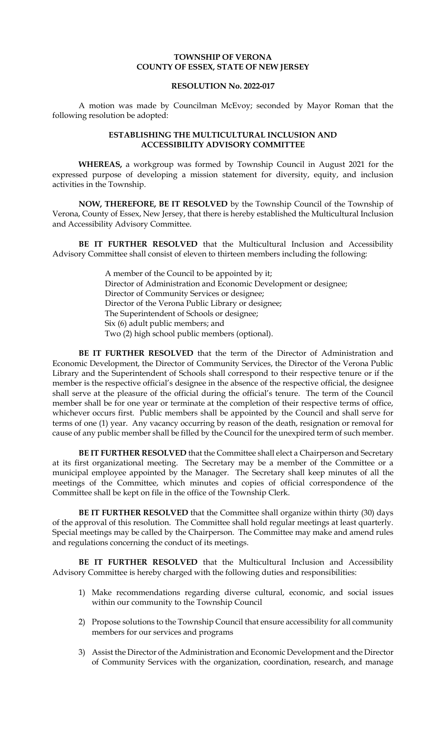**TOWNSHIP OF VERONA**
**COUNTY OF ESSEX, STATE OF NEW JERSEY**

**RESOLUTION No. 2022-017**

A motion was made by Councilman McEvoy; seconded by Mayor Roman that the following resolution be adopted:

**ESTABLISHING THE MULTICULTURAL INCLUSION AND ACCESSIBILITY ADVISORY COMMITTEE**

**WHEREAS,** a workgroup was formed by Township Council in August 2021 for the expressed purpose of developing a mission statement for diversity, equity, and inclusion activities in the Township.

**NOW, THEREFORE, BE IT RESOLVED** by the Township Council of the Township of Verona, County of Essex, New Jersey, that there is hereby established the Multicultural Inclusion and Accessibility Advisory Committee.

**BE IT FURTHER RESOLVED** that the Multicultural Inclusion and Accessibility Advisory Committee shall consist of eleven to thirteen members including the following:

A member of the Council to be appointed by it;
Director of Administration and Economic Development or designee;
Director of Community Services or designee;
Director of the Verona Public Library or designee;
The Superintendent of Schools or designee;
Six (6) adult public members; and
Two (2) high school public members (optional).

**BE IT FURTHER RESOLVED** that the term of the Director of Administration and Economic Development, the Director of Community Services, the Director of the Verona Public Library and the Superintendent of Schools shall correspond to their respective tenure or if the member is the respective official's designee in the absence of the respective official, the designee shall serve at the pleasure of the official during the official's tenure. The term of the Council member shall be for one year or terminate at the completion of their respective terms of office, whichever occurs first. Public members shall be appointed by the Council and shall serve for terms of one (1) year. Any vacancy occurring by reason of the death, resignation or removal for cause of any public member shall be filled by the Council for the unexpired term of such member.

**BE IT FURTHER RESOLVED** that the Committee shall elect a Chairperson and Secretary at its first organizational meeting. The Secretary may be a member of the Committee or a municipal employee appointed by the Manager. The Secretary shall keep minutes of all the meetings of the Committee, which minutes and copies of official correspondence of the Committee shall be kept on file in the office of the Township Clerk.

**BE IT FURTHER RESOLVED** that the Committee shall organize within thirty (30) days of the approval of this resolution. The Committee shall hold regular meetings at least quarterly. Special meetings may be called by the Chairperson. The Committee may make and amend rules and regulations concerning the conduct of its meetings.

**BE IT FURTHER RESOLVED** that the Multicultural Inclusion and Accessibility Advisory Committee is hereby charged with the following duties and responsibilities:

1) Make recommendations regarding diverse cultural, economic, and social issues within our community to the Township Council

2) Propose solutions to the Township Council that ensure accessibility for all community members for our services and programs

3) Assist the Director of the Administration and Economic Development and the Director of Community Services with the organization, coordination, research, and manage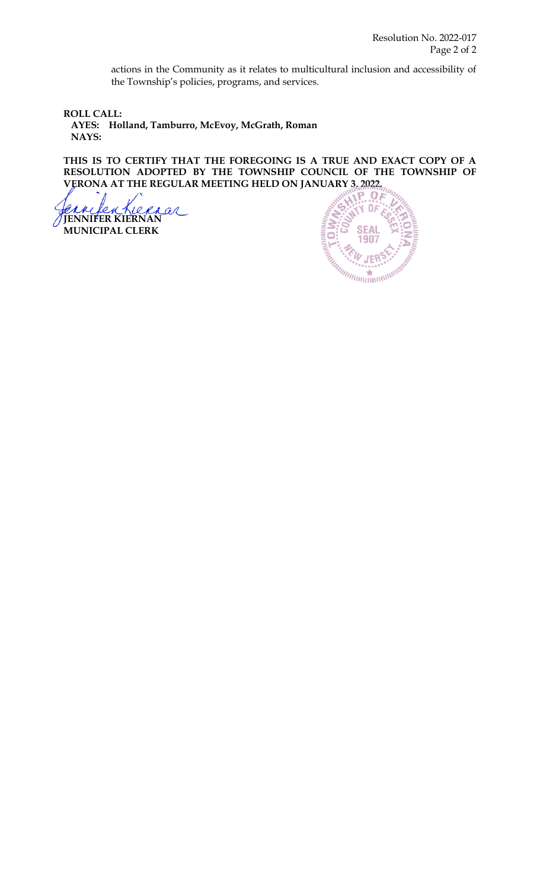actions in the Community as it relates to multicultural inclusion and accessibility of the Township's policies, programs, and services.

**ROLL CALL:**
**AYES: Holland, Tamburro, McEvoy, McGrath, Roman**
**NAYS:**

**THIS IS TO CERTIFY THAT THE FOREGOING IS A TRUE AND EXACT COPY OF A RESOLUTION ADOPTED BY THE TOWNSHIP COUNCIL OF THE TOWNSHIP OF VERONA AT THE REGULAR MEETING HELD ON JANUARY 3, 2022.**

**JENNIFER KIERNAN**
**MUNICIPAL CLERK**

TOWNSHIP OF VERONA
COUNTY OF ESSEX
SEAL
1907
NEW JERSEY